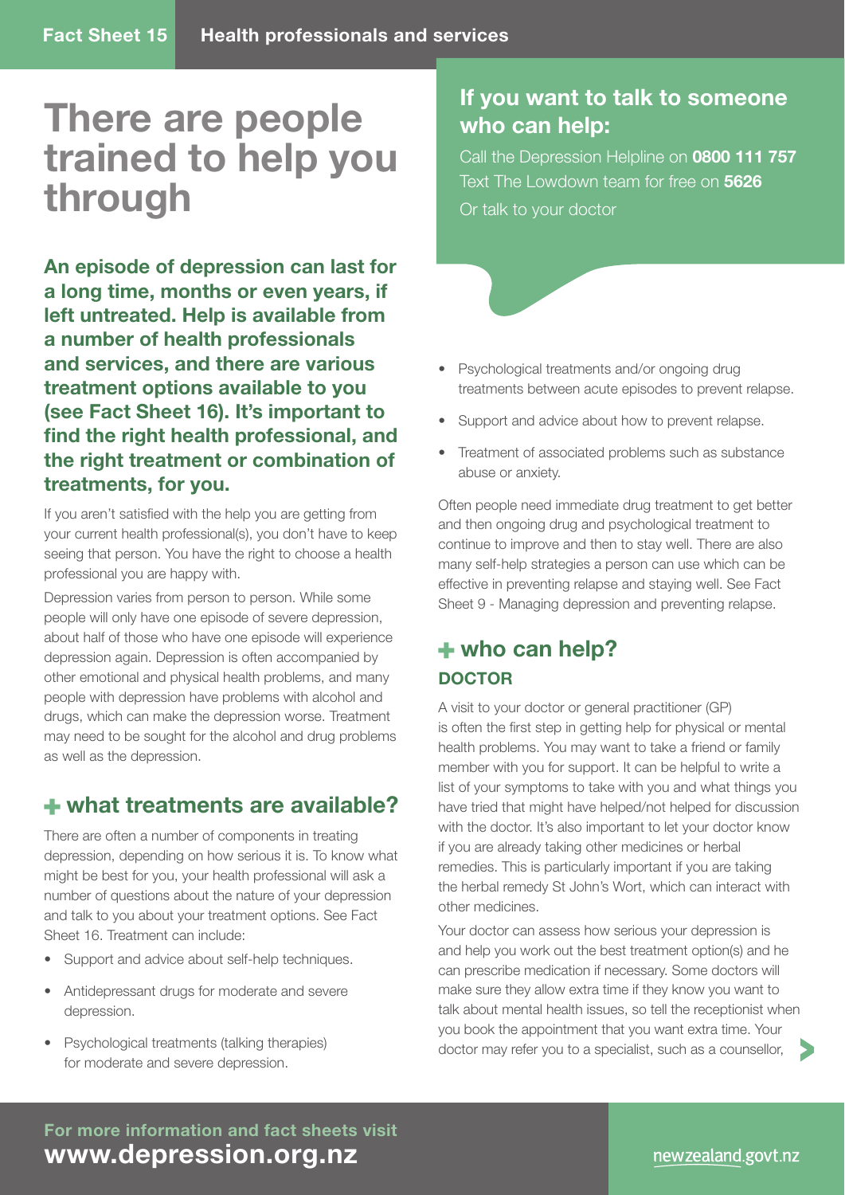# There are people trained to help you through

**An episode of depression can last for a long time, months or even years, if left untreated. Help is available from a number of health professionals and services, and there are various treatment options available to you (see Fact Sheet 16). It's important to find the right health professional, and the right treatment or combination of treatments, for you.**

If you aren't satisfied with the help you are getting from your current health professional(s), you don't have to keep seeing that person. You have the right to choose a health professional you are happy with.

Depression varies from person to person. While some people will only have one episode of severe depression, about half of those who have one episode will experience depression again. Depression is often accompanied by other emotional and physical health problems, and many people with depression have problems with alcohol and drugs, which can make the depression worse. Treatment may need to be sought for the alcohol and drug problems as well as the depression.

## what treatments are available?

There are often a number of components in treating depression, depending on how serious it is. To know what might be best for you, your health professional will ask a number of questions about the nature of your depression and talk to you about your treatment options. See Fact Sheet 16. Treatment can include:

- Support and advice about self-help techniques.
- Antidepressant drugs for moderate and severe depression.
- Psychological treatments (talking therapies) for moderate and severe depression.
- Psychological treatments and/or ongoing drug treatments between acute episodes to prevent relapse.
- Support and advice about how to prevent relapse.
- Treatment of associated problems such as substance abuse or anxiety.

Often people need immediate drug treatment to get better and then ongoing drug and psychological treatment to continue to improve and then to stay well. There are also many self-help strategies a person can use which can be effective in preventing relapse and staying well. See Fact Sheet 9 - Managing depression and preventing relapse.

## If you want to talk to someone who can help:

Call the Depression Helpline on **0800 111 757**
Text The Lowdown team for free on **5626**
Or talk to your doctor

## who can help?

### DOCTOR

A visit to your doctor or general practitioner (GP) is often the first step in getting help for physical or mental health problems. You may want to take a friend or family member with you for support. It can be helpful to write a list of your symptoms to take with you and what things you have tried that might have helped/not helped for discussion with the doctor. It's also important to let your doctor know if you are already taking other medicines or herbal remedies. This is particularly important if you are taking the herbal remedy St John's Wort, which can interact with other medicines.

Your doctor can assess how serious your depression is and help you work out the best treatment option(s) and he can prescribe medication if necessary. Some doctors will make sure they allow extra time if they know you want to talk about mental health issues, so tell the receptionist when you book the appointment that you want extra time. Your doctor may refer you to a specialist, such as a counsellor,

For more information and fact sheets visit **www.depression.org.nz**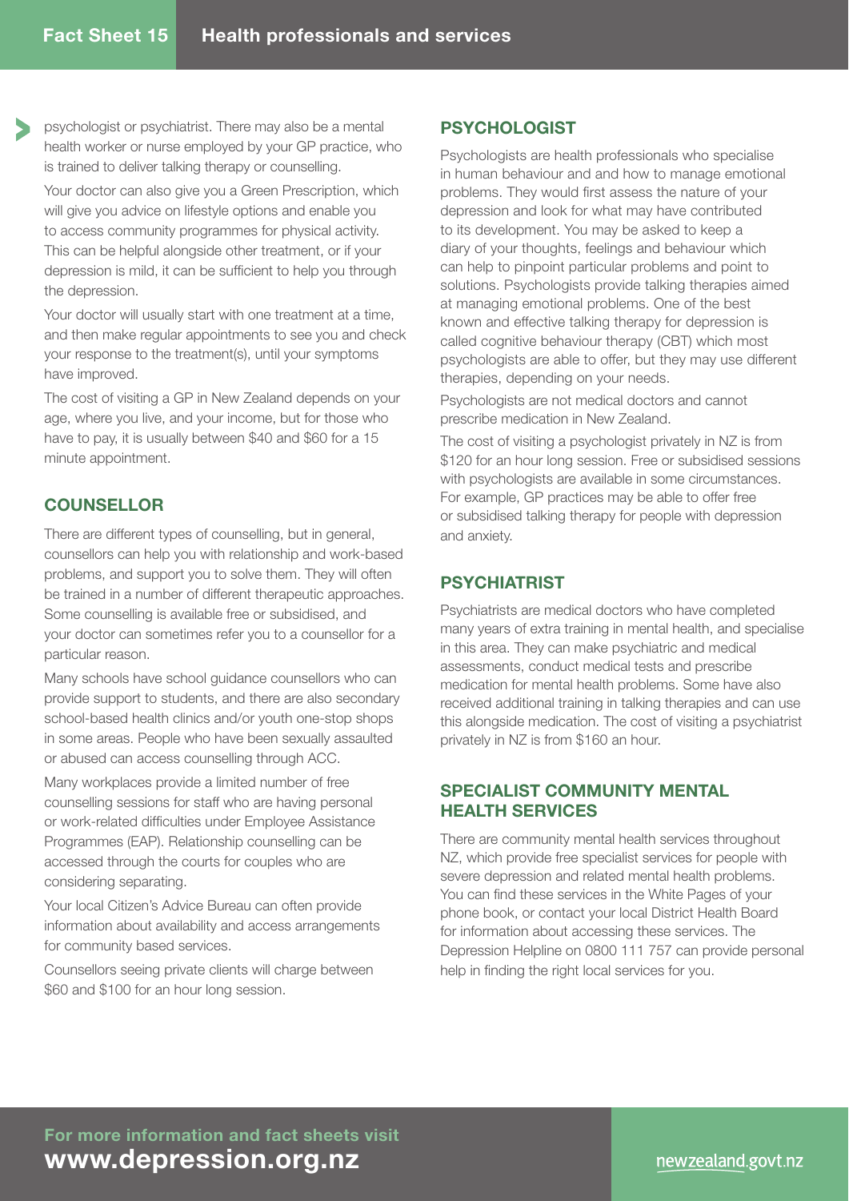psychologist or psychiatrist. There may also be a mental health worker or nurse employed by your GP practice, who is trained to deliver talking therapy or counselling.

Your doctor can also give you a Green Prescription, which will give you advice on lifestyle options and enable you to access community programmes for physical activity. This can be helpful alongside other treatment, or if your depression is mild, it can be sufficient to help you through the depression.

Your doctor will usually start with one treatment at a time, and then make regular appointments to see you and check your response to the treatment(s), until your symptoms have improved.

The cost of visiting a GP in New Zealand depends on your age, where you live, and your income, but for those who have to pay, it is usually between $40 and $60 for a 15 minute appointment.

## COUNSELLOR

There are different types of counselling, but in general, counsellors can help you with relationship and work-based problems, and support you to solve them. They will often be trained in a number of different therapeutic approaches. Some counselling is available free or subsidised, and your doctor can sometimes refer you to a counsellor for a particular reason.

Many schools have school guidance counsellors who can provide support to students, and there are also secondary school-based health clinics and/or youth one-stop shops in some areas. People who have been sexually assaulted or abused can access counselling through ACC.

Many workplaces provide a limited number of free counselling sessions for staff who are having personal or work-related difficulties under Employee Assistance Programmes (EAP). Relationship counselling can be accessed through the courts for couples who are considering separating.

Your local Citizen's Advice Bureau can often provide information about availability and access arrangements for community based services.

Counsellors seeing private clients will charge between $60 and $100 for an hour long session.

## PSYCHOLOGIST

Psychologists are health professionals who specialise in human behaviour and and how to manage emotional problems. They would first assess the nature of your depression and look for what may have contributed to its development. You may be asked to keep a diary of your thoughts, feelings and behaviour which can help to pinpoint particular problems and point to solutions. Psychologists provide talking therapies aimed at managing emotional problems. One of the best known and effective talking therapy for depression is called cognitive behaviour therapy (CBT) which most psychologists are able to offer, but they may use different therapies, depending on your needs.

Psychologists are not medical doctors and cannot prescribe medication in New Zealand.

The cost of visiting a psychologist privately in NZ is from $120 for an hour long session. Free or subsidised sessions with psychologists are available in some circumstances. For example, GP practices may be able to offer free or subsidised talking therapy for people with depression and anxiety.

## PSYCHIATRIST

Psychiatrists are medical doctors who have completed many years of extra training in mental health, and specialise in this area. They can make psychiatric and medical assessments, conduct medical tests and prescribe medication for mental health problems. Some have also received additional training in talking therapies and can use this alongside medication. The cost of visiting a psychiatrist privately in NZ is from $160 an hour.

## SPECIALIST COMMUNITY MENTAL HEALTH SERVICES

There are community mental health services throughout NZ, which provide free specialist services for people with severe depression and related mental health problems. You can find these services in the White Pages of your phone book, or contact your local District Health Board for information about accessing these services. The Depression Helpline on 0800 111 757 can provide personal help in finding the right local services for you.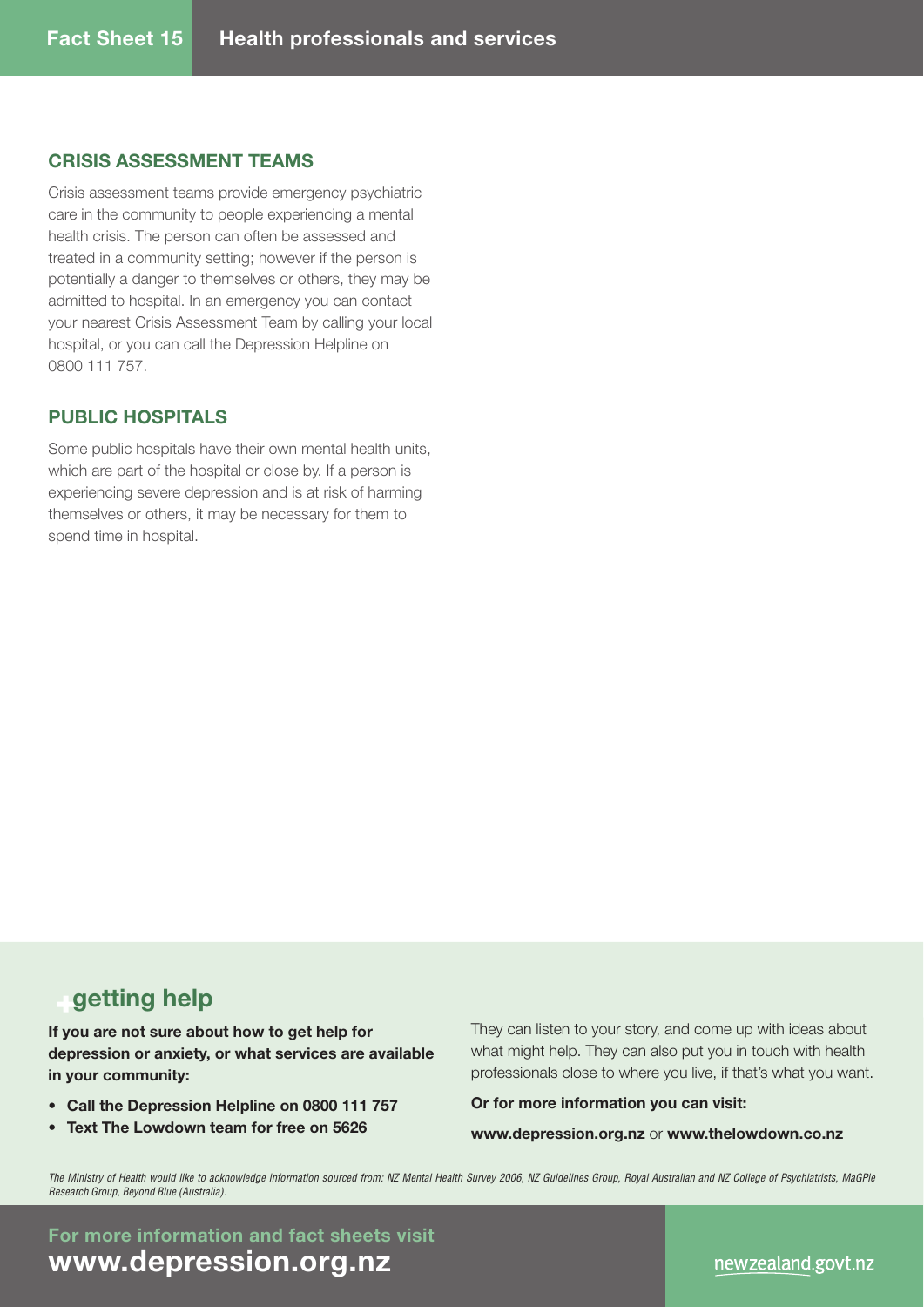## CRISIS ASSESSMENT TEAMS

Crisis assessment teams provide emergency psychiatric care in the community to people experiencing a mental health crisis. The person can often be assessed and treated in a community setting; however if the person is potentially a danger to themselves or others, they may be admitted to hospital. In an emergency you can contact your nearest Crisis Assessment Team by calling your local hospital, or you can call the Depression Helpline on 0800 111 757.

## PUBLIC HOSPITALS

Some public hospitals have their own mental health units, which are part of the hospital or close by. If a person is experiencing severe depression and is at risk of harming themselves or others, it may be necessary for them to spend time in hospital.

## getting help

**If you are not sure about how to get help for depression or anxiety, or what services are available in your community:**

- **Call the Depression Helpline on 0800 111 757**
- **Text The Lowdown team for free on 5626**

They can listen to your story, and come up with ideas about what might help. They can also put you in touch with health professionals close to where you live, if that's what you want.

**Or for more information you can visit:**

**www.depression.org.nz** or **www.thelowdown.co.nz**

*The Ministry of Health would like to acknowledge information sourced from: NZ Mental Health Survey 2006, NZ Guidelines Group, Royal Australian and NZ College of Psychiatrists, MaGPIe Research Group, Beyond Blue (Australia).*

**For more information and fact sheets visit**
**www.depression.org.nz**

newzealand.govt.nz